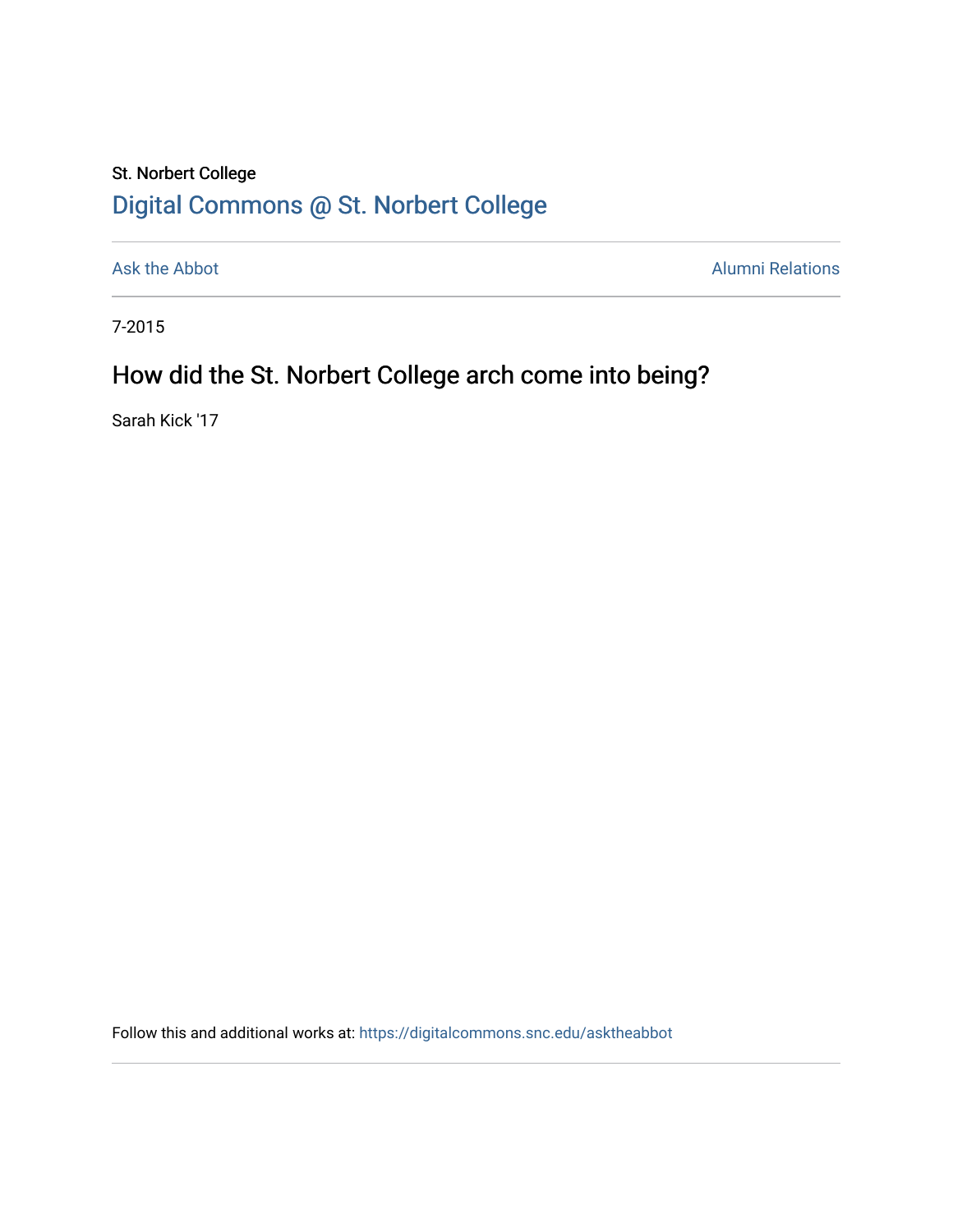St. Norbert College

Digital Commons @ St. Norbert College

Ask the Abbot

Alumni Relations

7-2015

# How did the St. Norbert College arch come into being?

Sarah Kick '17

Follow this and additional works at: https://digitalcommons.snc.edu/asktheabbot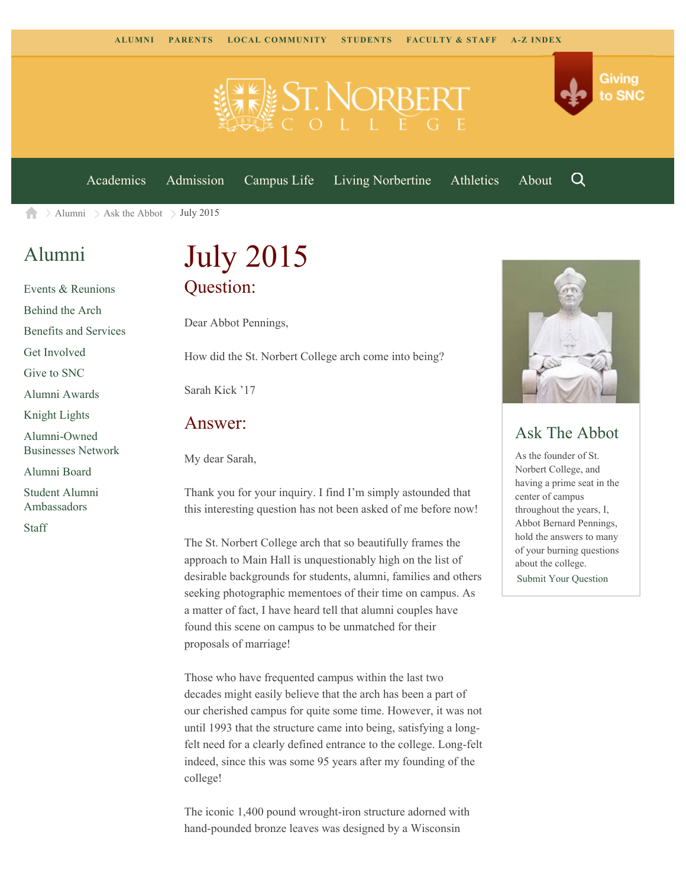ALUMNI PARENTS LOCAL COMMUNITY STUDENTS FACULTY & STAFF A-Z INDEX

Giving to SNC

Academics Admission Campus Life Living Norbertine Athletics About

Alumni > Ask the Abbot > July 2015

## Alumni

- Events & Reunions
- Behind the Arch
- Benefits and Services
- Get Involved
- Give to SNC
- Alumni Awards
- Knight Lights
- Alumni-Owned Businesses Network
- Alumni Board
- Student Alumni Ambassadors
- Staff

# July 2015

## Question:

Dear Abbot Pennings,

How did the St. Norbert College arch come into being?

Sarah Kick '17

## Answer:

My dear Sarah,

Thank you for your inquiry. I find I'm simply astounded that this interesting question has not been asked of me before now!

The St. Norbert College arch that so beautifully frames the approach to Main Hall is unquestionably high on the list of desirable backgrounds for students, alumni, families and others seeking photographic mementoes of their time on campus. As a matter of fact, I have heard tell that alumni couples have found this scene on campus to be unmatched for their proposals of marriage!

Those who have frequented campus within the last two decades might easily believe that the arch has been a part of our cherished campus for quite some time. However, it was not until 1993 that the structure came into being, satisfying a long-felt need for a clearly defined entrance to the college. Long-felt indeed, since this was some 95 years after my founding of the college!

The iconic 1,400 pound wrought-iron structure adorned with hand-pounded bronze leaves was designed by a Wisconsin

## Ask The Abbot

As the founder of St. Norbert College, and having a prime seat in the center of campus throughout the years, I, Abbot Bernard Pennings, hold the answers to many of your burning questions about the college.

Submit Your Question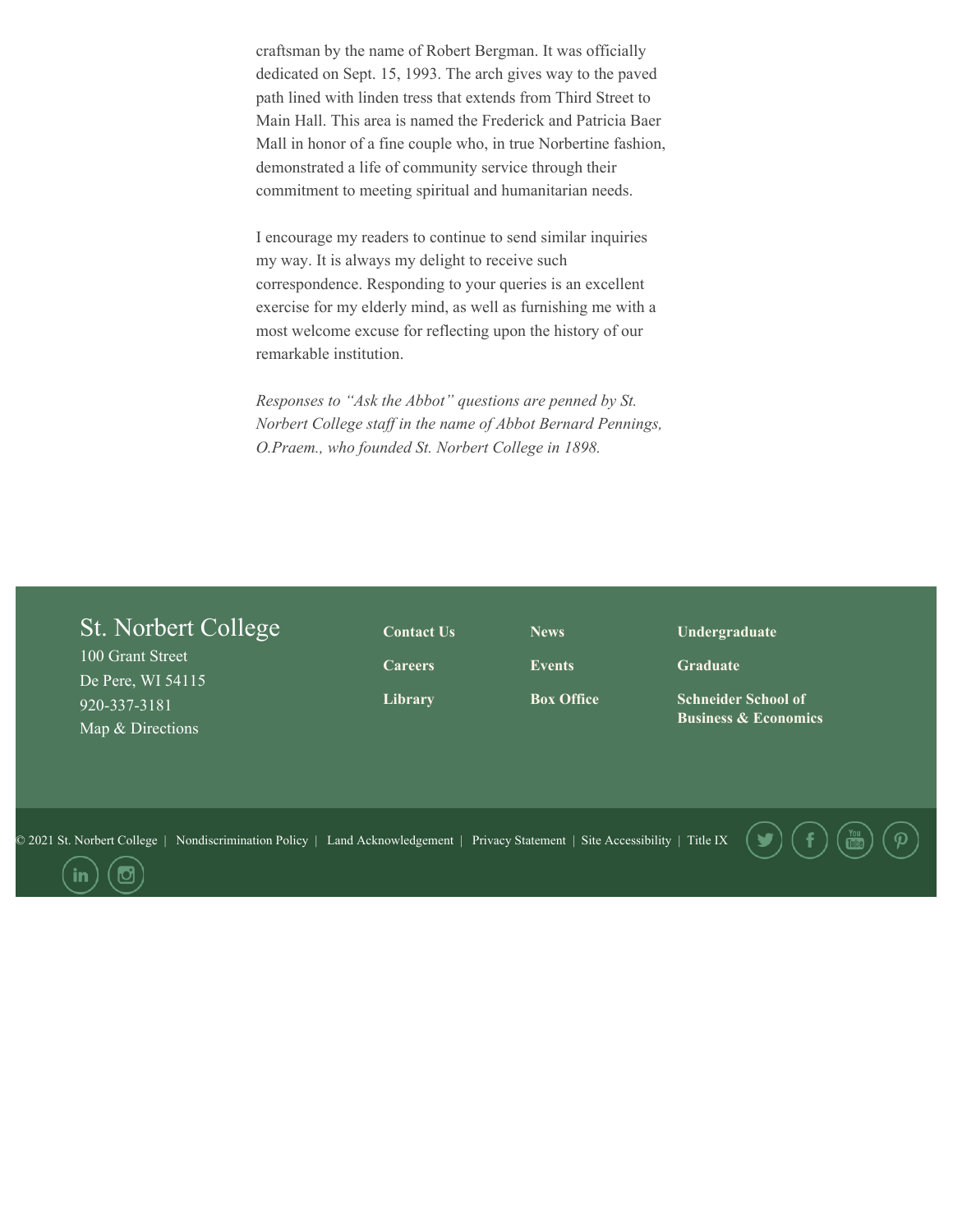craftsman by the name of Robert Bergman. It was officially dedicated on Sept. 15, 1993. The arch gives way to the paved path lined with linden tress that extends from Third Street to Main Hall. This area is named the Frederick and Patricia Baer Mall in honor of a fine couple who, in true Norbertine fashion, demonstrated a life of community service through their commitment to meeting spiritual and humanitarian needs.

I encourage my readers to continue to send similar inquiries my way. It is always my delight to receive such correspondence. Responding to your queries is an excellent exercise for my elderly mind, as well as furnishing me with a most welcome excuse for reflecting upon the history of our remarkable institution.

*Responses to "Ask the Abbot" questions are penned by St. Norbert College staff in the name of Abbot Bernard Pennings, O.Praem., who founded St. Norbert College in 1898.*

St. Norbert College
100 Grant Street
De Pere, WI 54115
920-337-3181
Map & Directions

**Contact Us**
**Careers**
**Library**

**News**
**Events**
**Box Office**

**Undergraduate**
**Graduate**
**Schneider School of Business & Economics**

© 2021 St. Norbert College | Nondiscrimination Policy | Land Acknowledgement | Privacy Statement | Site Accessibility | Title IX